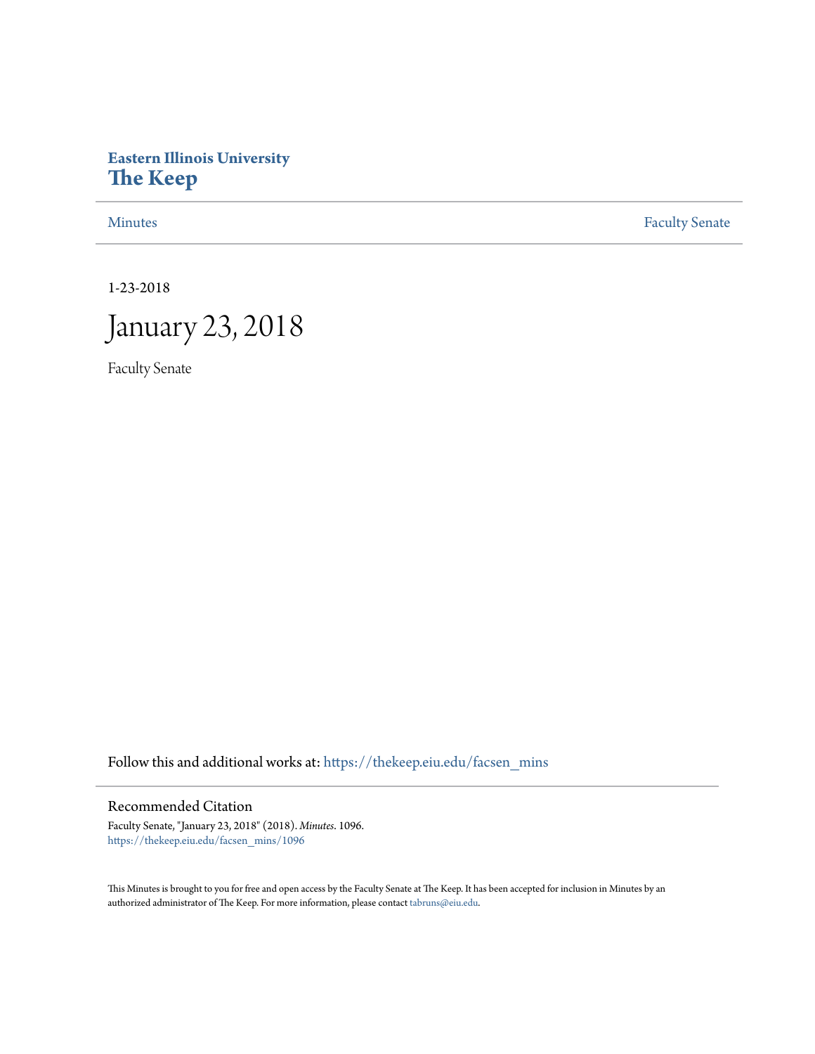**Eastern Illinois University**
**The Keep**

Minutes | Faculty Senate

1-23-2018

# January 23, 2018

Faculty Senate

Follow this and additional works at: https://thekeep.eiu.edu/facsen_mins

## Recommended Citation

Faculty Senate, "January 23, 2018" (2018). *Minutes*. 1096.
https://thekeep.eiu.edu/facsen_mins/1096

This Minutes is brought to you for free and open access by the Faculty Senate at The Keep. It has been accepted for inclusion in Minutes by an authorized administrator of The Keep. For more information, please contact tabruns@eiu.edu.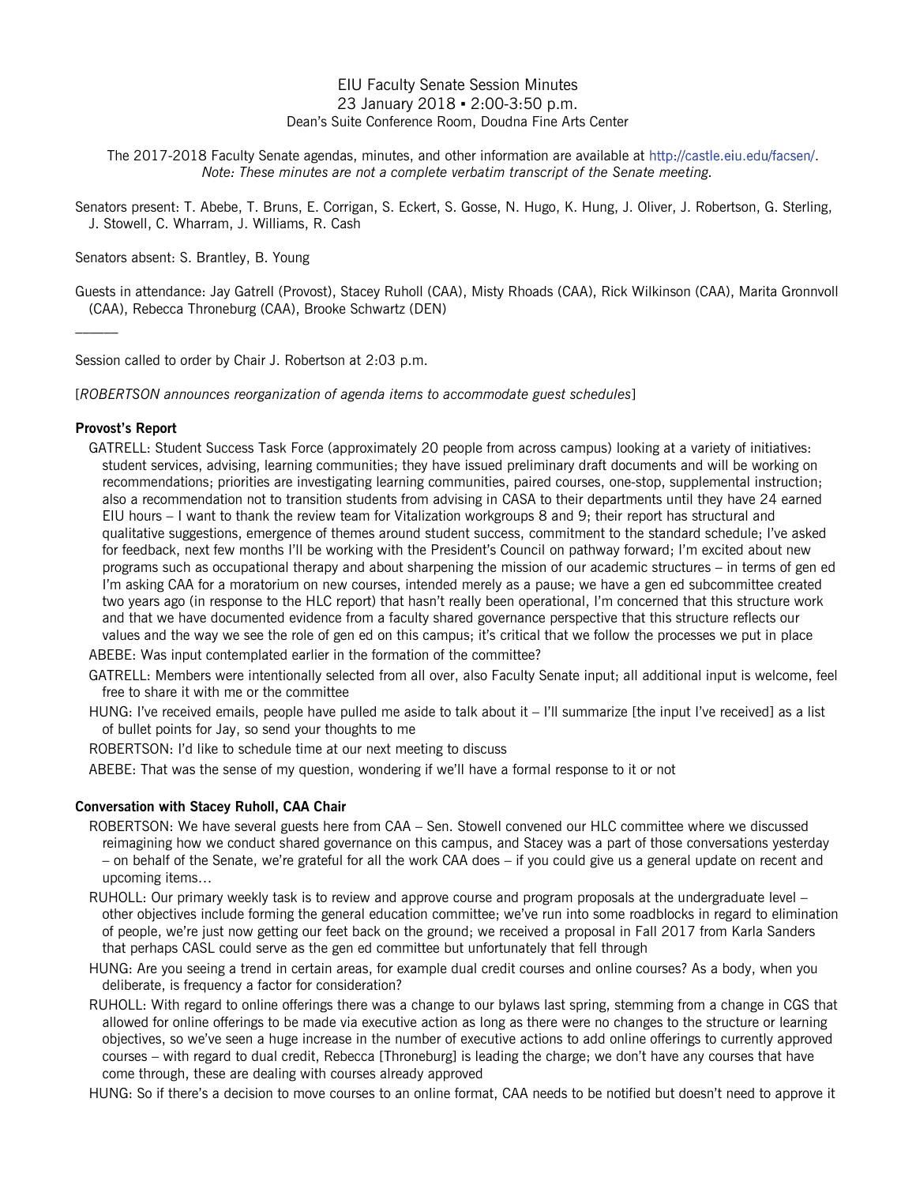EIU Faculty Senate Session Minutes
23 January 2018 ▪ 2:00-3:50 p.m.
Dean's Suite Conference Room, Doudna Fine Arts Center

The 2017-2018 Faculty Senate agendas, minutes, and other information are available at http://castle.eiu.edu/facsen/.
*Note: These minutes are not a complete verbatim transcript of the Senate meeting.*

Senators present: T. Abebe, T. Bruns, E. Corrigan, S. Eckert, S. Gosse, N. Hugo, K. Hung, J. Oliver, J. Robertson, G. Sterling, J. Stowell, C. Wharram, J. Williams, R. Cash

Senators absent: S. Brantley, B. Young

Guests in attendance: Jay Gatrell (Provost), Stacey Ruholl (CAA), Misty Rhoads (CAA), Rick Wilkinson (CAA), Marita Gronnvoll (CAA), Rebecca Throneburg (CAA), Brooke Schwartz (DEN)

______

Session called to order by Chair J. Robertson at 2:03 p.m.

[*ROBERTSON announces reorganization of agenda items to accommodate guest schedules*]

**Provost's Report**

GATRELL: Student Success Task Force (approximately 20 people from across campus) looking at a variety of initiatives: student services, advising, learning communities; they have issued preliminary draft documents and will be working on recommendations; priorities are investigating learning communities, paired courses, one-stop, supplemental instruction; also a recommendation not to transition students from advising in CASA to their departments until they have 24 earned EIU hours – I want to thank the review team for Vitalization workgroups 8 and 9; their report has structural and qualitative suggestions, emergence of themes around student success, commitment to the standard schedule; I've asked for feedback, next few months I'll be working with the President's Council on pathway forward; I'm excited about new programs such as occupational therapy and about sharpening the mission of our academic structures – in terms of gen ed I'm asking CAA for a moratorium on new courses, intended merely as a pause; we have a gen ed subcommittee created two years ago (in response to the HLC report) that hasn't really been operational, I'm concerned that this structure work and that we have documented evidence from a faculty shared governance perspective that this structure reflects our values and the way we see the role of gen ed on this campus; it's critical that we follow the processes we put in place

ABEBE: Was input contemplated earlier in the formation of the committee?

GATRELL: Members were intentionally selected from all over, also Faculty Senate input; all additional input is welcome, feel free to share it with me or the committee

HUNG: I've received emails, people have pulled me aside to talk about it – I'll summarize [the input I've received] as a list of bullet points for Jay, so send your thoughts to me

ROBERTSON: I'd like to schedule time at our next meeting to discuss

ABEBE: That was the sense of my question, wondering if we'll have a formal response to it or not

**Conversation with Stacey Ruholl, CAA Chair**

ROBERTSON: We have several guests here from CAA – Sen. Stowell convened our HLC committee where we discussed reimagining how we conduct shared governance on this campus, and Stacey was a part of those conversations yesterday – on behalf of the Senate, we're grateful for all the work CAA does – if you could give us a general update on recent and upcoming items…

RUHOLL: Our primary weekly task is to review and approve course and program proposals at the undergraduate level – other objectives include forming the general education committee; we've run into some roadblocks in regard to elimination of people, we're just now getting our feet back on the ground; we received a proposal in Fall 2017 from Karla Sanders that perhaps CASL could serve as the gen ed committee but unfortunately that fell through

HUNG: Are you seeing a trend in certain areas, for example dual credit courses and online courses? As a body, when you deliberate, is frequency a factor for consideration?

RUHOLL: With regard to online offerings there was a change to our bylaws last spring, stemming from a change in CGS that allowed for online offerings to be made via executive action as long as there were no changes to the structure or learning objectives, so we've seen a huge increase in the number of executive actions to add online offerings to currently approved courses – with regard to dual credit, Rebecca [Throneburg] is leading the charge; we don't have any courses that have come through, these are dealing with courses already approved

HUNG: So if there's a decision to move courses to an online format, CAA needs to be notified but doesn't need to approve it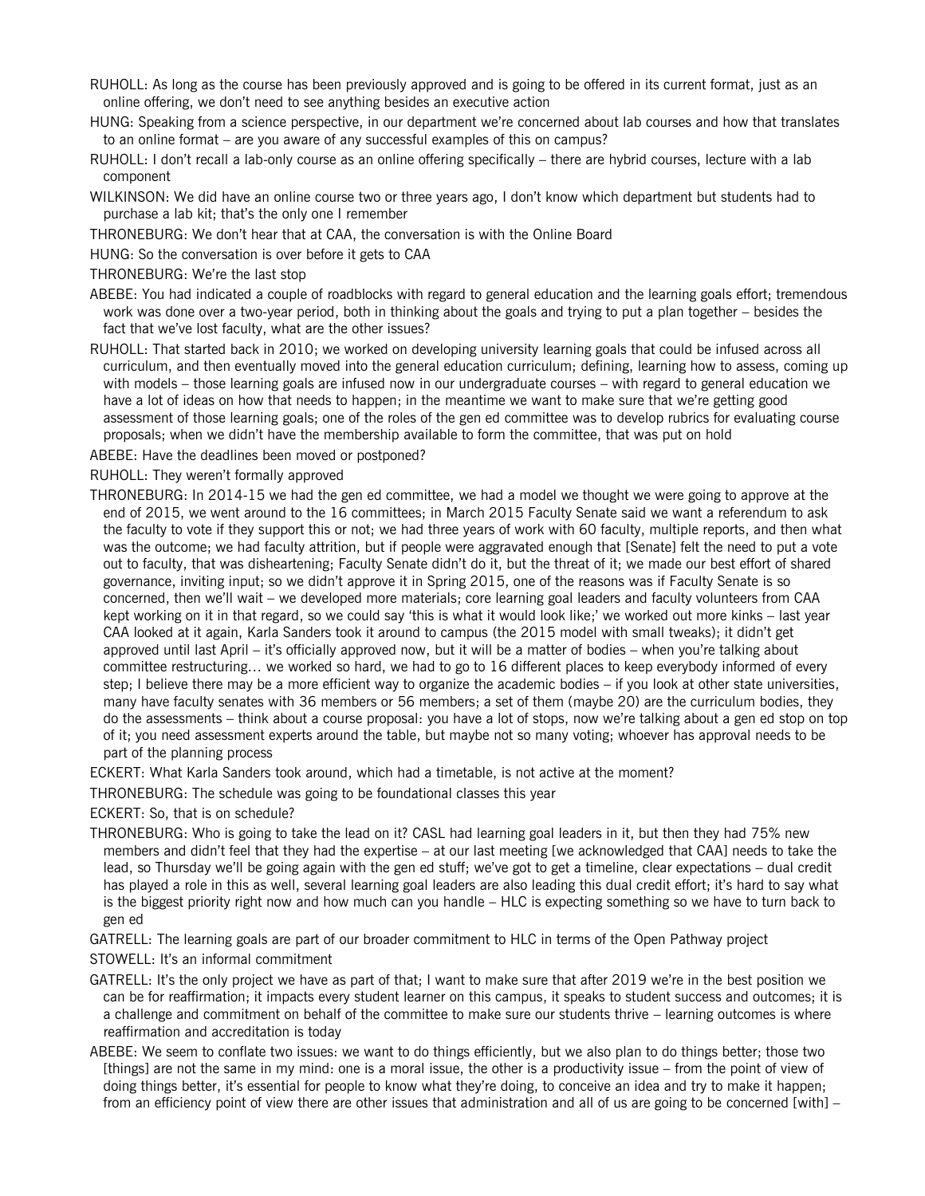RUHOLL: As long as the course has been previously approved and is going to be offered in its current format, just as an online offering, we don't need to see anything besides an executive action

HUNG: Speaking from a science perspective, in our department we're concerned about lab courses and how that translates to an online format – are you aware of any successful examples of this on campus?

RUHOLL: I don't recall a lab-only course as an online offering specifically – there are hybrid courses, lecture with a lab component

WILKINSON: We did have an online course two or three years ago, I don't know which department but students had to purchase a lab kit; that's the only one I remember

THRONEBURG: We don't hear that at CAA, the conversation is with the Online Board

HUNG: So the conversation is over before it gets to CAA

THRONEBURG: We're the last stop

ABEBE: You had indicated a couple of roadblocks with regard to general education and the learning goals effort; tremendous work was done over a two-year period, both in thinking about the goals and trying to put a plan together – besides the fact that we've lost faculty, what are the other issues?

RUHOLL: That started back in 2010; we worked on developing university learning goals that could be infused across all curriculum, and then eventually moved into the general education curriculum; defining, learning how to assess, coming up with models – those learning goals are infused now in our undergraduate courses – with regard to general education we have a lot of ideas on how that needs to happen; in the meantime we want to make sure that we're getting good assessment of those learning goals; one of the roles of the gen ed committee was to develop rubrics for evaluating course proposals; when we didn't have the membership available to form the committee, that was put on hold

ABEBE: Have the deadlines been moved or postponed?

RUHOLL: They weren't formally approved

THRONEBURG: In 2014-15 we had the gen ed committee, we had a model we thought we were going to approve at the end of 2015, we went around to the 16 committees; in March 2015 Faculty Senate said we want a referendum to ask the faculty to vote if they support this or not; we had three years of work with 60 faculty, multiple reports, and then what was the outcome; we had faculty attrition, but if people were aggravated enough that [Senate] felt the need to put a vote out to faculty, that was disheartening; Faculty Senate didn't do it, but the threat of it; we made our best effort of shared governance, inviting input; so we didn't approve it in Spring 2015, one of the reasons was if Faculty Senate is so concerned, then we'll wait – we developed more materials; core learning goal leaders and faculty volunteers from CAA kept working on it in that regard, so we could say 'this is what it would look like;' we worked out more kinks – last year CAA looked at it again, Karla Sanders took it around to campus (the 2015 model with small tweaks); it didn't get approved until last April – it's officially approved now, but it will be a matter of bodies – when you're talking about committee restructuring… we worked so hard, we had to go to 16 different places to keep everybody informed of every step; I believe there may be a more efficient way to organize the academic bodies – if you look at other state universities, many have faculty senates with 36 members or 56 members; a set of them (maybe 20) are the curriculum bodies, they do the assessments – think about a course proposal: you have a lot of stops, now we're talking about a gen ed stop on top of it; you need assessment experts around the table, but maybe not so many voting; whoever has approval needs to be part of the planning process

ECKERT: What Karla Sanders took around, which had a timetable, is not active at the moment?

THRONEBURG: The schedule was going to be foundational classes this year

ECKERT: So, that is on schedule?

THRONEBURG: Who is going to take the lead on it? CASL had learning goal leaders in it, but then they had 75% new members and didn't feel that they had the expertise – at our last meeting [we acknowledged that CAA] needs to take the lead, so Thursday we'll be going again with the gen ed stuff; we've got to get a timeline, clear expectations – dual credit has played a role in this as well, several learning goal leaders are also leading this dual credit effort; it's hard to say what is the biggest priority right now and how much can you handle – HLC is expecting something so we have to turn back to gen ed

GATRELL: The learning goals are part of our broader commitment to HLC in terms of the Open Pathway project

STOWELL: It's an informal commitment

GATRELL: It's the only project we have as part of that; I want to make sure that after 2019 we're in the best position we can be for reaffirmation; it impacts every student learner on this campus, it speaks to student success and outcomes; it is a challenge and commitment on behalf of the committee to make sure our students thrive – learning outcomes is where reaffirmation and accreditation is today

ABEBE: We seem to conflate two issues: we want to do things efficiently, but we also plan to do things better; those two [things] are not the same in my mind: one is a moral issue, the other is a productivity issue – from the point of view of doing things better, it's essential for people to know what they're doing, to conceive an idea and try to make it happen; from an efficiency point of view there are other issues that administration and all of us are going to be concerned [with] –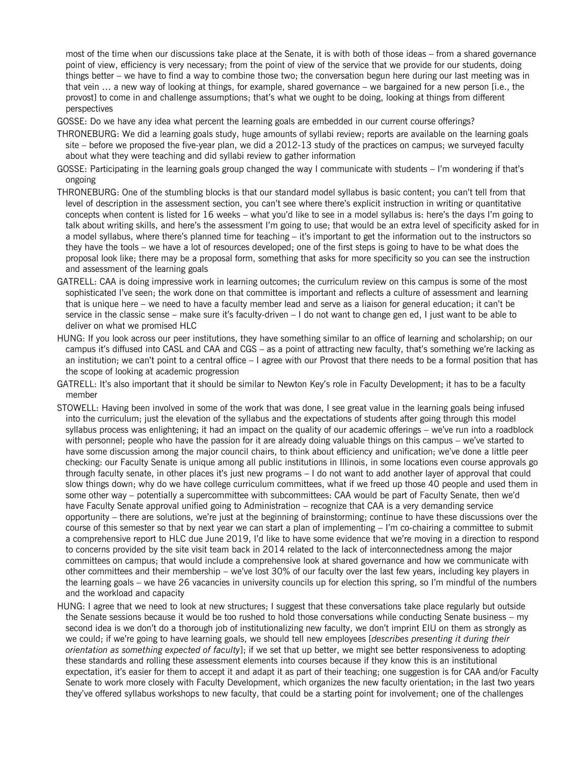most of the time when our discussions take place at the Senate, it is with both of those ideas – from a shared governance point of view, efficiency is very necessary; from the point of view of the service that we provide for our students, doing things better – we have to find a way to combine those two; the conversation begun here during our last meeting was in that vein … a new way of looking at things, for example, shared governance – we bargained for a new person [i.e., the provost] to come in and challenge assumptions; that's what we ought to be doing, looking at things from different perspectives

GOSSE: Do we have any idea what percent the learning goals are embedded in our current course offerings?

THRONEBURG: We did a learning goals study, huge amounts of syllabi review; reports are available on the learning goals site – before we proposed the five-year plan, we did a 2012-13 study of the practices on campus; we surveyed faculty about what they were teaching and did syllabi review to gather information

GOSSE: Participating in the learning goals group changed the way I communicate with students – I'm wondering if that's ongoing

THRONEBURG: One of the stumbling blocks is that our standard model syllabus is basic content; you can't tell from that level of description in the assessment section, you can't see where there's explicit instruction in writing or quantitative concepts when content is listed for 16 weeks – what you'd like to see in a model syllabus is: here's the days I'm going to talk about writing skills, and here's the assessment I'm going to use; that would be an extra level of specificity asked for in a model syllabus, where there's planned time for teaching – it's important to get the information out to the instructors so they have the tools – we have a lot of resources developed; one of the first steps is going to have to be what does the proposal look like; there may be a proposal form, something that asks for more specificity so you can see the instruction and assessment of the learning goals

GATRELL: CAA is doing impressive work in learning outcomes; the curriculum review on this campus is some of the most sophisticated I've seen; the work done on that committee is important and reflects a culture of assessment and learning that is unique here – we need to have a faculty member lead and serve as a liaison for general education; it can't be service in the classic sense – make sure it's faculty-driven – I do not want to change gen ed, I just want to be able to deliver on what we promised HLC

HUNG: If you look across our peer institutions, they have something similar to an office of learning and scholarship; on our campus it's diffused into CASL and CAA and CGS – as a point of attracting new faculty, that's something we're lacking as an institution; we can't point to a central office – I agree with our Provost that there needs to be a formal position that has the scope of looking at academic progression

GATRELL: It's also important that it should be similar to Newton Key's role in Faculty Development; it has to be a faculty member

STOWELL: Having been involved in some of the work that was done, I see great value in the learning goals being infused into the curriculum; just the elevation of the syllabus and the expectations of students after going through this model syllabus process was enlightening; it had an impact on the quality of our academic offerings – we've run into a roadblock with personnel; people who have the passion for it are already doing valuable things on this campus – we've started to have some discussion among the major council chairs, to think about efficiency and unification; we've done a little peer checking: our Faculty Senate is unique among all public institutions in Illinois, in some locations even course approvals go through faculty senate, in other places it's just new programs – I do not want to add another layer of approval that could slow things down; why do we have college curriculum committees, what if we freed up those 40 people and used them in some other way – potentially a supercommittee with subcommittees: CAA would be part of Faculty Senate, then we'd have Faculty Senate approval unified going to Administration – recognize that CAA is a very demanding service opportunity – there are solutions, we're just at the beginning of brainstorming; continue to have these discussions over the course of this semester so that by next year we can start a plan of implementing – I'm co-chairing a committee to submit a comprehensive report to HLC due June 2019, I'd like to have some evidence that we're moving in a direction to respond to concerns provided by the site visit team back in 2014 related to the lack of interconnectedness among the major committees on campus; that would include a comprehensive look at shared governance and how we communicate with other committees and their membership – we've lost 30% of our faculty over the last few years, including key players in the learning goals – we have 26 vacancies in university councils up for election this spring, so I'm mindful of the numbers and the workload and capacity

HUNG: I agree that we need to look at new structures; I suggest that these conversations take place regularly but outside the Senate sessions because it would be too rushed to hold those conversations while conducting Senate business – my second idea is we don't do a thorough job of institutionalizing new faculty, we don't imprint EIU on them as strongly as we could; if we're going to have learning goals, we should tell new employees [*describes presenting it during their orientation as something expected of faculty*]; if we set that up better, we might see better responsiveness to adopting these standards and rolling these assessment elements into courses because if they know this is an institutional expectation, it's easier for them to accept it and adapt it as part of their teaching; one suggestion is for CAA and/or Faculty Senate to work more closely with Faculty Development, which organizes the new faculty orientation; in the last two years they've offered syllabus workshops to new faculty, that could be a starting point for involvement; one of the challenges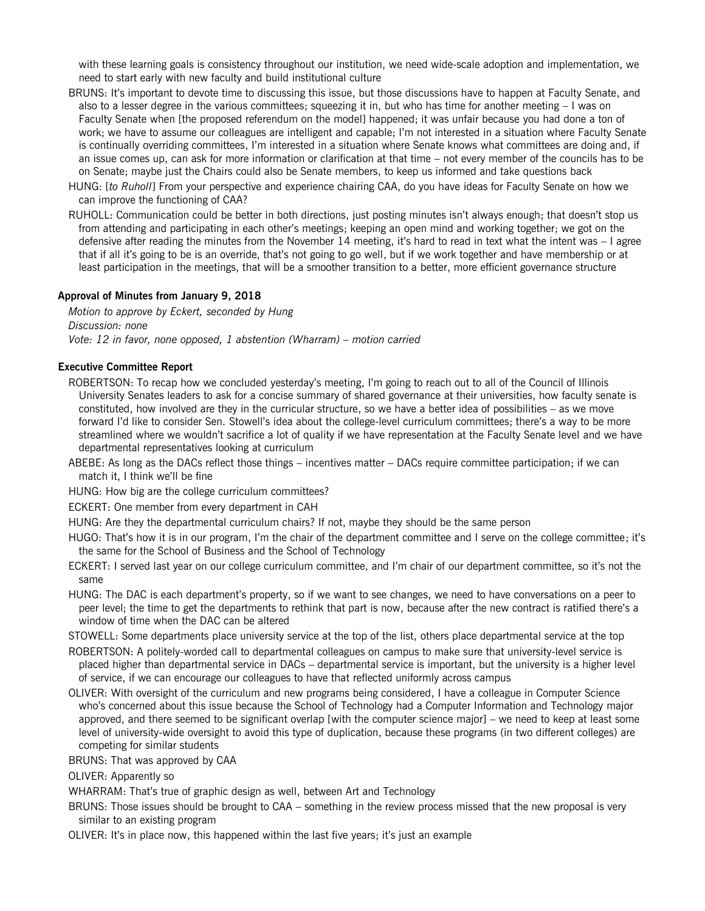with these learning goals is consistency throughout our institution, we need wide-scale adoption and implementation, we need to start early with new faculty and build institutional culture

BRUNS: It's important to devote time to discussing this issue, but those discussions have to happen at Faculty Senate, and also to a lesser degree in the various committees; squeezing it in, but who has time for another meeting – I was on Faculty Senate when [the proposed referendum on the model] happened; it was unfair because you had done a ton of work; we have to assume our colleagues are intelligent and capable; I'm not interested in a situation where Faculty Senate is continually overriding committees, I'm interested in a situation where Senate knows what committees are doing and, if an issue comes up, can ask for more information or clarification at that time – not every member of the councils has to be on Senate; maybe just the Chairs could also be Senate members, to keep us informed and take questions back

HUNG: [*to Ruholl*] From your perspective and experience chairing CAA, do you have ideas for Faculty Senate on how we can improve the functioning of CAA?

RUHOLL: Communication could be better in both directions, just posting minutes isn't always enough; that doesn't stop us from attending and participating in each other's meetings; keeping an open mind and working together; we got on the defensive after reading the minutes from the November 14 meeting, it's hard to read in text what the intent was – I agree that if all it's going to be is an override, that's not going to go well, but if we work together and have membership or at least participation in the meetings, that will be a smoother transition to a better, more efficient governance structure

**Approval of Minutes from January 9, 2018**

*Motion to approve by Eckert, seconded by Hung*
*Discussion: none*
*Vote: 12 in favor, none opposed, 1 abstention (Wharram) – motion carried*

**Executive Committee Report**

ROBERTSON: To recap how we concluded yesterday's meeting, I'm going to reach out to all of the Council of Illinois University Senates leaders to ask for a concise summary of shared governance at their universities, how faculty senate is constituted, how involved are they in the curricular structure, so we have a better idea of possibilities – as we move forward I'd like to consider Sen. Stowell's idea about the college-level curriculum committees; there's a way to be more streamlined where we wouldn't sacrifice a lot of quality if we have representation at the Faculty Senate level and we have departmental representatives looking at curriculum

ABEBE: As long as the DACs reflect those things – incentives matter – DACs require committee participation; if we can match it, I think we'll be fine

HUNG: How big are the college curriculum committees?

ECKERT: One member from every department in CAH

HUNG: Are they the departmental curriculum chairs? If not, maybe they should be the same person

HUGO: That's how it is in our program, I'm the chair of the department committee and I serve on the college committee; it's the same for the School of Business and the School of Technology

ECKERT: I served last year on our college curriculum committee, and I'm chair of our department committee, so it's not the same

HUNG: The DAC is each department's property, so if we want to see changes, we need to have conversations on a peer to peer level; the time to get the departments to rethink that part is now, because after the new contract is ratified there's a window of time when the DAC can be altered

STOWELL: Some departments place university service at the top of the list, others place departmental service at the top

ROBERTSON: A politely-worded call to departmental colleagues on campus to make sure that university-level service is placed higher than departmental service in DACs – departmental service is important, but the university is a higher level of service, if we can encourage our colleagues to have that reflected uniformly across campus

OLIVER: With oversight of the curriculum and new programs being considered, I have a colleague in Computer Science who's concerned about this issue because the School of Technology had a Computer Information and Technology major approved, and there seemed to be significant overlap [with the computer science major] – we need to keep at least some level of university-wide oversight to avoid this type of duplication, because these programs (in two different colleges) are competing for similar students

BRUNS: That was approved by CAA

OLIVER: Apparently so

WHARRAM: That's true of graphic design as well, between Art and Technology

BRUNS: Those issues should be brought to CAA – something in the review process missed that the new proposal is very similar to an existing program

OLIVER: It's in place now, this happened within the last five years; it's just an example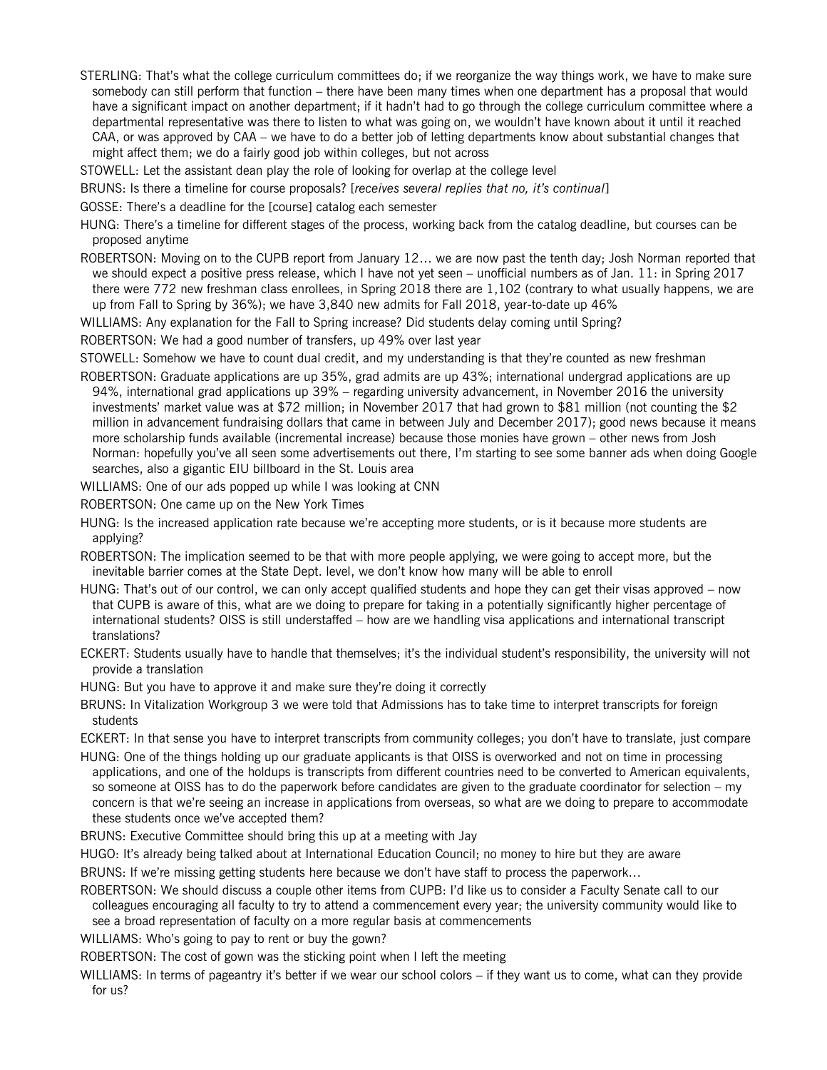STERLING: That's what the college curriculum committees do; if we reorganize the way things work, we have to make sure somebody can still perform that function – there have been many times when one department has a proposal that would have a significant impact on another department; if it hadn't had to go through the college curriculum committee where a departmental representative was there to listen to what was going on, we wouldn't have known about it until it reached CAA, or was approved by CAA – we have to do a better job of letting departments know about substantial changes that might affect them; we do a fairly good job within colleges, but not across

STOWELL: Let the assistant dean play the role of looking for overlap at the college level

BRUNS: Is there a timeline for course proposals? [*receives several replies that no, it's continual*]

GOSSE: There's a deadline for the [course] catalog each semester

HUNG: There's a timeline for different stages of the process, working back from the catalog deadline, but courses can be proposed anytime

ROBERTSON: Moving on to the CUPB report from January 12… we are now past the tenth day; Josh Norman reported that we should expect a positive press release, which I have not yet seen – unofficial numbers as of Jan. 11: in Spring 2017 there were 772 new freshman class enrollees, in Spring 2018 there are 1,102 (contrary to what usually happens, we are up from Fall to Spring by 36%); we have 3,840 new admits for Fall 2018, year-to-date up 46%

WILLIAMS: Any explanation for the Fall to Spring increase? Did students delay coming until Spring?

ROBERTSON: We had a good number of transfers, up 49% over last year

STOWELL: Somehow we have to count dual credit, and my understanding is that they're counted as new freshman

ROBERTSON: Graduate applications are up 35%, grad admits are up 43%; international undergrad applications are up 94%, international grad applications up 39% – regarding university advancement, in November 2016 the university investments' market value was at $72 million; in November 2017 that had grown to $81 million (not counting the $2 million in advancement fundraising dollars that came in between July and December 2017); good news because it means more scholarship funds available (incremental increase) because those monies have grown – other news from Josh Norman: hopefully you've all seen some advertisements out there, I'm starting to see some banner ads when doing Google searches, also a gigantic EIU billboard in the St. Louis area

WILLIAMS: One of our ads popped up while I was looking at CNN

ROBERTSON: One came up on the New York Times

HUNG: Is the increased application rate because we're accepting more students, or is it because more students are applying?

ROBERTSON: The implication seemed to be that with more people applying, we were going to accept more, but the inevitable barrier comes at the State Dept. level, we don't know how many will be able to enroll

HUNG: That's out of our control, we can only accept qualified students and hope they can get their visas approved – now that CUPB is aware of this, what are we doing to prepare for taking in a potentially significantly higher percentage of international students? OISS is still understaffed – how are we handling visa applications and international transcript translations?

ECKERT: Students usually have to handle that themselves; it's the individual student's responsibility, the university will not provide a translation

HUNG: But you have to approve it and make sure they're doing it correctly

BRUNS: In Vitalization Workgroup 3 we were told that Admissions has to take time to interpret transcripts for foreign students

ECKERT: In that sense you have to interpret transcripts from community colleges; you don't have to translate, just compare

HUNG: One of the things holding up our graduate applicants is that OISS is overworked and not on time in processing applications, and one of the holdups is transcripts from different countries need to be converted to American equivalents, so someone at OISS has to do the paperwork before candidates are given to the graduate coordinator for selection – my concern is that we're seeing an increase in applications from overseas, so what are we doing to prepare to accommodate these students once we've accepted them?

BRUNS: Executive Committee should bring this up at a meeting with Jay

HUGO: It's already being talked about at International Education Council; no money to hire but they are aware

BRUNS: If we're missing getting students here because we don't have staff to process the paperwork…

ROBERTSON: We should discuss a couple other items from CUPB: I'd like us to consider a Faculty Senate call to our colleagues encouraging all faculty to try to attend a commencement every year; the university community would like to see a broad representation of faculty on a more regular basis at commencements

WILLIAMS: Who's going to pay to rent or buy the gown?

ROBERTSON: The cost of gown was the sticking point when I left the meeting

WILLIAMS: In terms of pageantry it's better if we wear our school colors – if they want us to come, what can they provide for us?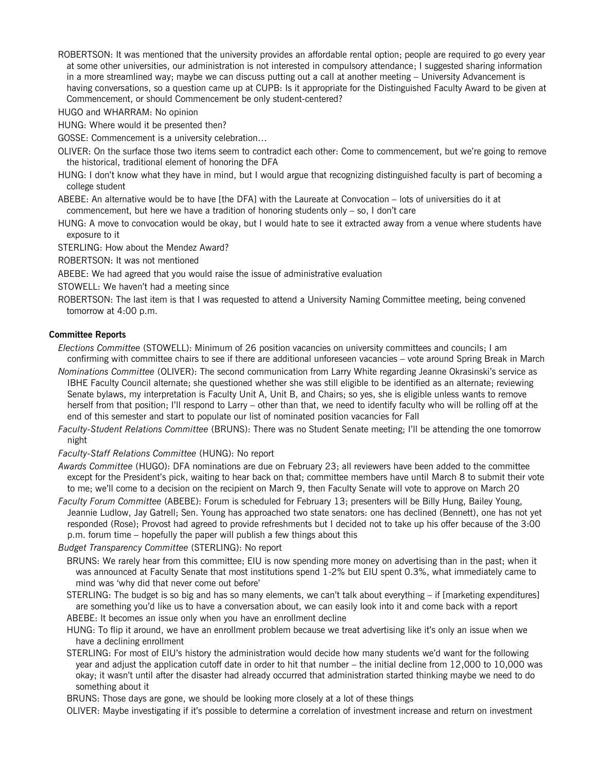ROBERTSON: It was mentioned that the university provides an affordable rental option; people are required to go every year at some other universities, our administration is not interested in compulsory attendance; I suggested sharing information in a more streamlined way; maybe we can discuss putting out a call at another meeting – University Advancement is having conversations, so a question came up at CUPB: Is it appropriate for the Distinguished Faculty Award to be given at Commencement, or should Commencement be only student-centered?

HUGO and WHARRAM: No opinion

HUNG: Where would it be presented then?

GOSSE: Commencement is a university celebration…

OLIVER: On the surface those two items seem to contradict each other: Come to commencement, but we're going to remove the historical, traditional element of honoring the DFA

HUNG: I don't know what they have in mind, but I would argue that recognizing distinguished faculty is part of becoming a college student

ABEBE: An alternative would be to have [the DFA] with the Laureate at Convocation – lots of universities do it at commencement, but here we have a tradition of honoring students only – so, I don't care

HUNG: A move to convocation would be okay, but I would hate to see it extracted away from a venue where students have exposure to it

STERLING: How about the Mendez Award?

ROBERTSON: It was not mentioned

ABEBE: We had agreed that you would raise the issue of administrative evaluation

STOWELL: We haven't had a meeting since

ROBERTSON: The last item is that I was requested to attend a University Naming Committee meeting, being convened tomorrow at 4:00 p.m.

**Committee Reports**

*Elections Committee* (STOWELL): Minimum of 26 position vacancies on university committees and councils; I am confirming with committee chairs to see if there are additional unforeseen vacancies – vote around Spring Break in March

*Nominations Committee* (OLIVER): The second communication from Larry White regarding Jeanne Okrasinski's service as IBHE Faculty Council alternate; she questioned whether she was still eligible to be identified as an alternate; reviewing Senate bylaws, my interpretation is Faculty Unit A, Unit B, and Chairs; so yes, she is eligible unless wants to remove herself from that position; I'll respond to Larry – other than that, we need to identify faculty who will be rolling off at the end of this semester and start to populate our list of nominated position vacancies for Fall

*Faculty-Student Relations Committee* (BRUNS): There was no Student Senate meeting; I'll be attending the one tomorrow night

*Faculty-Staff Relations Committee* (HUNG): No report

*Awards Committee* (HUGO): DFA nominations are due on February 23; all reviewers have been added to the committee except for the President's pick, waiting to hear back on that; committee members have until March 8 to submit their vote to me; we'll come to a decision on the recipient on March 9, then Faculty Senate will vote to approve on March 20

*Faculty Forum Committee* (ABEBE): Forum is scheduled for February 13; presenters will be Billy Hung, Bailey Young, Jeannie Ludlow, Jay Gatrell; Sen. Young has approached two state senators: one has declined (Bennett), one has not yet responded (Rose); Provost had agreed to provide refreshments but I decided not to take up his offer because of the 3:00 p.m. forum time – hopefully the paper will publish a few things about this

*Budget Transparency Committee* (STERLING): No report

BRUNS: We rarely hear from this committee; EIU is now spending more money on advertising than in the past; when it was announced at Faculty Senate that most institutions spend 1-2% but EIU spent 0.3%, what immediately came to mind was 'why did that never come out before'

STERLING: The budget is so big and has so many elements, we can't talk about everything – if [marketing expenditures] are something you'd like us to have a conversation about, we can easily look into it and come back with a report

ABEBE: It becomes an issue only when you have an enrollment decline

HUNG: To flip it around, we have an enrollment problem because we treat advertising like it's only an issue when we have a declining enrollment

STERLING: For most of EIU's history the administration would decide how many students we'd want for the following year and adjust the application cutoff date in order to hit that number – the initial decline from 12,000 to 10,000 was okay; it wasn't until after the disaster had already occurred that administration started thinking maybe we need to do something about it

BRUNS: Those days are gone, we should be looking more closely at a lot of these things

OLIVER: Maybe investigating if it's possible to determine a correlation of investment increase and return on investment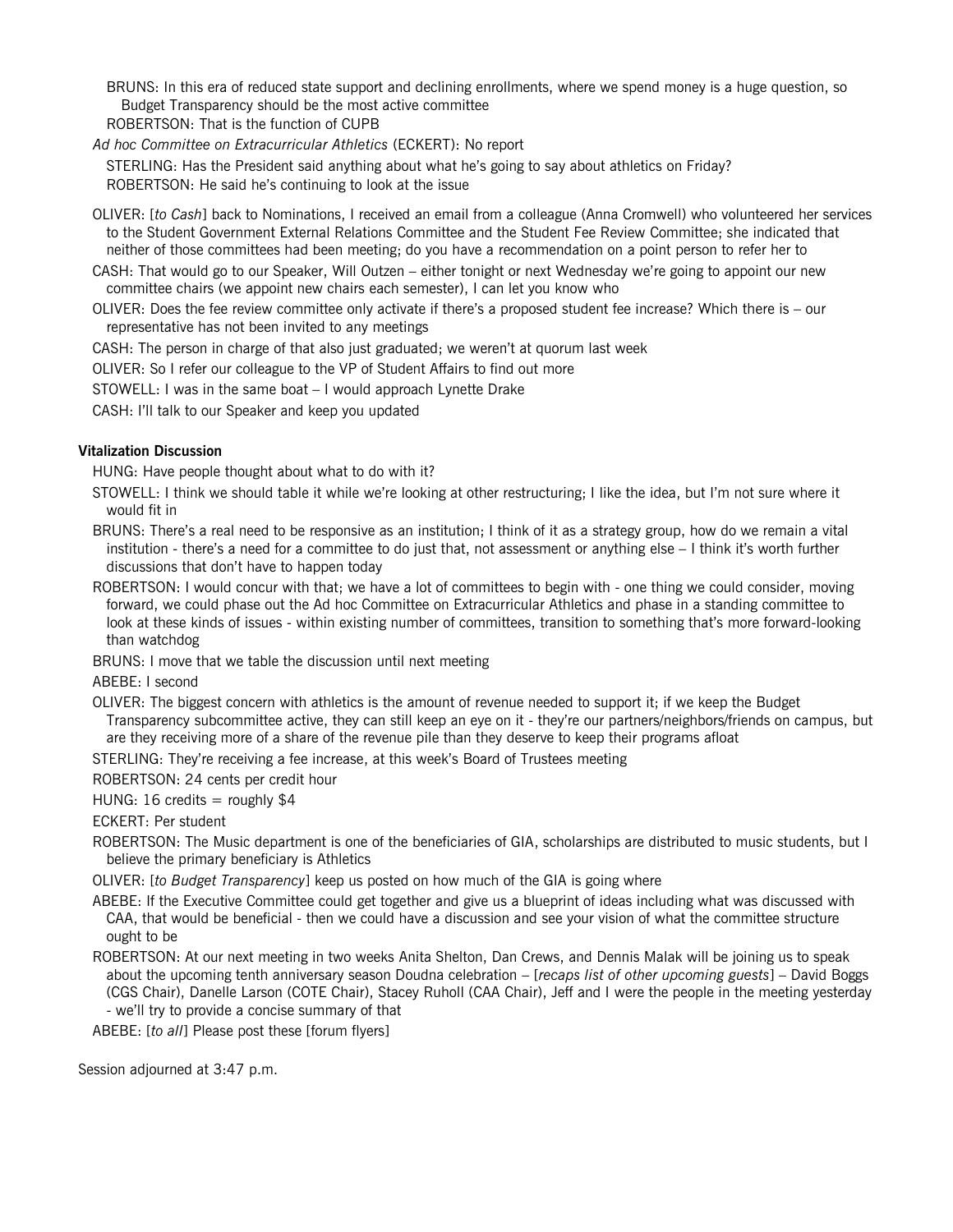BRUNS: In this era of reduced state support and declining enrollments, where we spend money is a huge question, so Budget Transparency should be the most active committee

ROBERTSON: That is the function of CUPB

*Ad hoc Committee on Extracurricular Athletics* (ECKERT): No report

STERLING: Has the President said anything about what he's going to say about athletics on Friday?

ROBERTSON: He said he's continuing to look at the issue

OLIVER: [*to Cash*] back to Nominations, I received an email from a colleague (Anna Cromwell) who volunteered her services to the Student Government External Relations Committee and the Student Fee Review Committee; she indicated that neither of those committees had been meeting; do you have a recommendation on a point person to refer her to

CASH: That would go to our Speaker, Will Outzen – either tonight or next Wednesday we're going to appoint our new committee chairs (we appoint new chairs each semester), I can let you know who

OLIVER: Does the fee review committee only activate if there's a proposed student fee increase? Which there is – our representative has not been invited to any meetings

CASH: The person in charge of that also just graduated; we weren't at quorum last week

OLIVER: So I refer our colleague to the VP of Student Affairs to find out more

STOWELL: I was in the same boat – I would approach Lynette Drake

CASH: I'll talk to our Speaker and keep you updated

**Vitalization Discussion**

HUNG: Have people thought about what to do with it?

STOWELL: I think we should table it while we're looking at other restructuring; I like the idea, but I'm not sure where it would fit in

BRUNS: There's a real need to be responsive as an institution; I think of it as a strategy group, how do we remain a vital institution - there's a need for a committee to do just that, not assessment or anything else – I think it's worth further discussions that don't have to happen today

ROBERTSON: I would concur with that; we have a lot of committees to begin with - one thing we could consider, moving forward, we could phase out the Ad hoc Committee on Extracurricular Athletics and phase in a standing committee to look at these kinds of issues - within existing number of committees, transition to something that's more forward-looking than watchdog

BRUNS: I move that we table the discussion until next meeting

ABEBE: I second

OLIVER: The biggest concern with athletics is the amount of revenue needed to support it; if we keep the Budget Transparency subcommittee active, they can still keep an eye on it - they're our partners/neighbors/friends on campus, but are they receiving more of a share of the revenue pile than they deserve to keep their programs afloat

STERLING: They're receiving a fee increase, at this week's Board of Trustees meeting

ROBERTSON: 24 cents per credit hour

HUNG: 16 credits = roughly $4

ECKERT: Per student

ROBERTSON: The Music department is one of the beneficiaries of GIA, scholarships are distributed to music students, but I believe the primary beneficiary is Athletics

OLIVER: [*to Budget Transparency*] keep us posted on how much of the GIA is going where

ABEBE: If the Executive Committee could get together and give us a blueprint of ideas including what was discussed with CAA, that would be beneficial - then we could have a discussion and see your vision of what the committee structure ought to be

ROBERTSON: At our next meeting in two weeks Anita Shelton, Dan Crews, and Dennis Malak will be joining us to speak about the upcoming tenth anniversary season Doudna celebration – [*recaps list of other upcoming guests*] – David Boggs (CGS Chair), Danelle Larson (COTE Chair), Stacey Ruholl (CAA Chair), Jeff and I were the people in the meeting yesterday - we'll try to provide a concise summary of that

ABEBE: [*to all*] Please post these [forum flyers]

Session adjourned at 3:47 p.m.